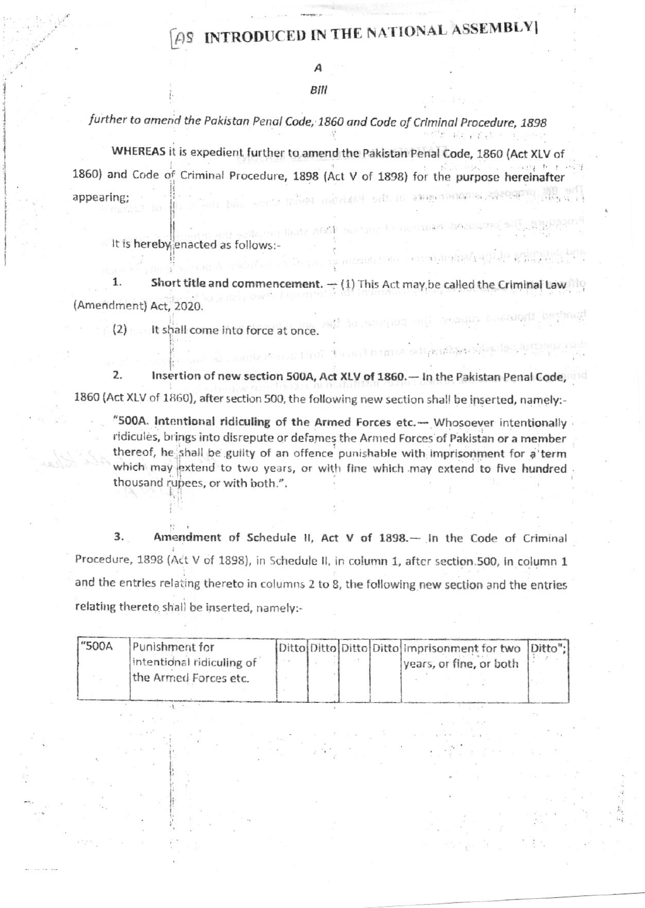[AS INTRODUCED IN THE NATIONAL ASSEMBLY]

# A

## Bill

*further to amend the Pakistan Penal Code, 1860 and Code of Criminal Procedure, 1898*

**WHEREAS** it is expedient further to amend the Pakistan Penal Code, 1860 (Act XLV of 1860) and Code of Criminal Procedure, 1898 (Act V of 1898) for the purpose hereinafter appearing;

It is hereby enacted as follows:-

1. **Short title and commencement.** — (1) This Act may be called the Criminal Law (Amendment) Act, 2020.

(2) It shall come into force at once.

2. **Insertion of new section 500A, Act XLV of 1860.**— In the Pakistan Penal Code, 1860 (Act XLV of 1860), after section 500, the following new section shall be inserted, namely:-

> "**500A. Intentional ridiculing of the Armed Forces etc.**— Whosoever intentionally ridicules, brings into disrepute or defames the Armed Forces of Pakistan or a member thereof, he shall be guilty of an offence punishable with imprisonment for a term which may extend to two years, or with fine which may extend to five hundred thousand rupees, or with both.".

3. **Amendment of Schedule II, Act V of 1898.**— In the Code of Criminal Procedure, 1898 (Act V of 1898), in Schedule II, in column 1, after section 500, in column 1 and the entries relating thereto in columns 2 to 8, the following new section and the entries relating thereto shall be inserted, namely:-

| "500A | Punishment for intentional ridiculing of the Armed Forces etc. | Ditto | Ditto | Ditto | Ditto | Imprisonment for two years, or fine, or both | Ditto"; |
|---|---|---|---|---|---|---|---|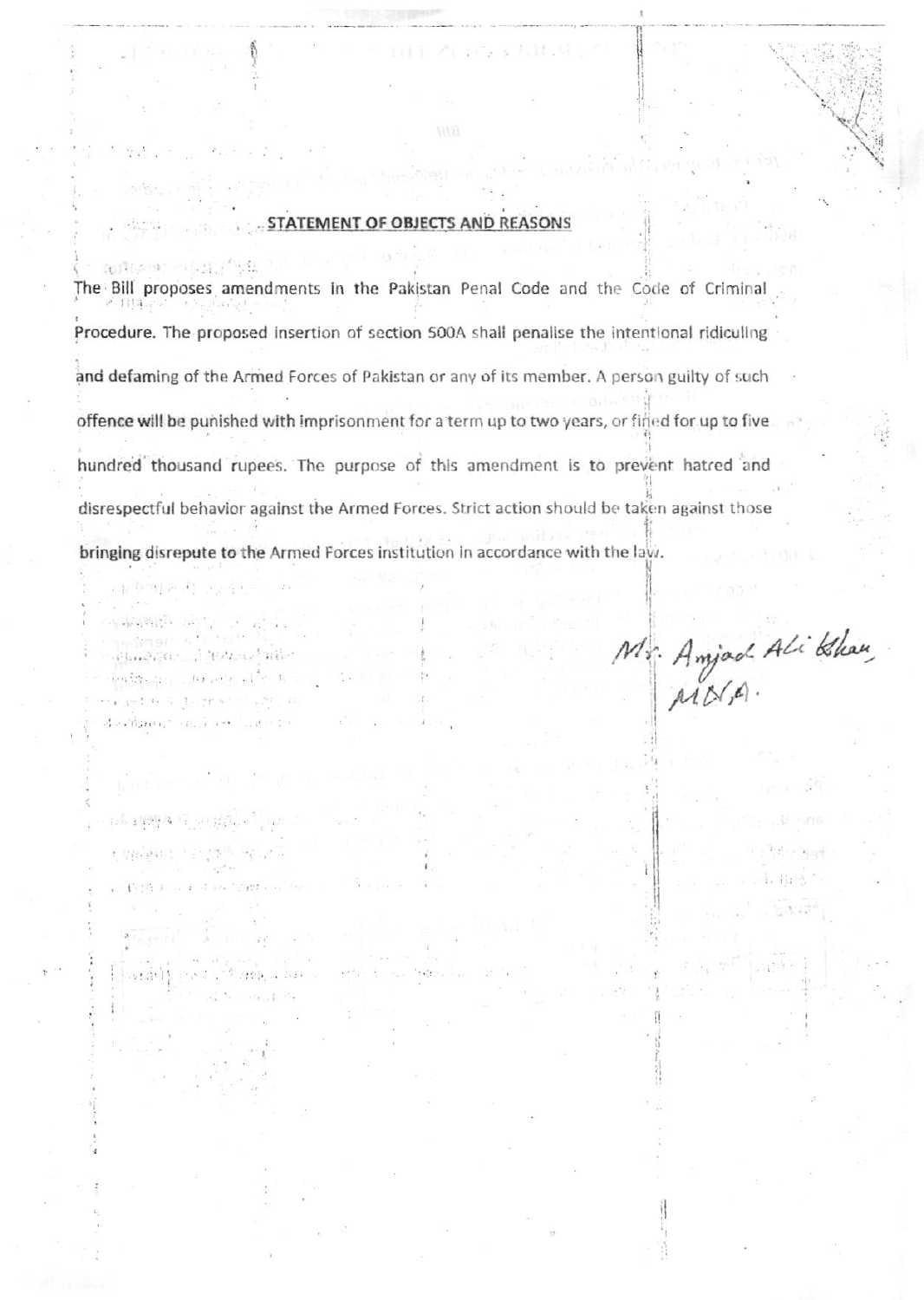## STATEMENT OF OBJECTS AND REASONS

The Bill proposes amendments in the Pakistan Penal Code and the Code of Criminal Procedure. The proposed insertion of section 500A shall penalise the intentional ridiculing and defaming of the Armed Forces of Pakistan or any of its member. A person guilty of such offence will be punished with imprisonment for a term up to two years, or fined for up to five hundred thousand rupees. The purpose of this amendment is to prevent hatred and disrespectful behavior against the Armed Forces. Strict action should be taken against those bringing disrepute to the Armed Forces institution in accordance with the law.

Mr. Amjad Ali Khan,
MNA.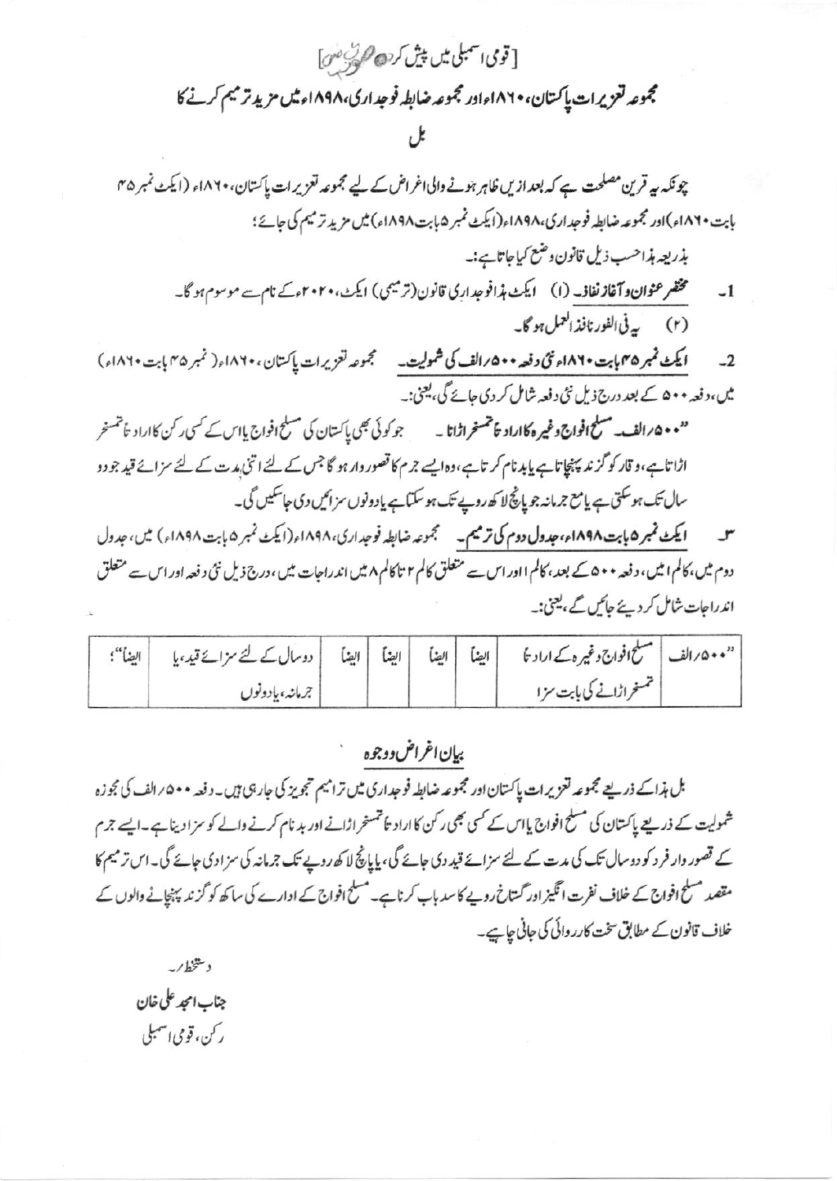[قومی اسمبلی میں پیش کردہ صورت میں]

# مجموعہ تعزیرات پاکستان، ۱۸۶۰ء اور مجموعہ ضابطہ فوجداری، ۱۸۹۸ء میں مزید ترمیم کرنے کا

## بل

چونکہ یہ قرین مصلحت ہے کہ بعد ازیں ظاہر ہونے والی اغراض کے لیے مجموعہ تعزیرات پاکستان، ۱۸۶۰ء (ایکٹ نمبر ۴۵ بابت ۱۸۶۰ء) اور مجموعہ ضابطہ فوجداری، ۱۸۹۸ء (ایکٹ نمبر ۵ بابت ۱۸۹۸ء) میں مزید ترمیم کی جائے؛

بذریعہ ہذا حسب ذیل قانون وضع کیا جاتا ہے:-

1۔ **مختصر عنوان و آغاز نفاذ۔** (۱) ایکٹ ہذا فوجداری قانون (ترمیمی) ایکٹ، ۲۰۲۰ء کے نام سے موسوم ہوگا۔

(۲) یہ فی الفور نافذ العمل ہوگا۔

2۔ **ایکٹ نمبر ۴۵ بابت ۱۸۶۰ء نئی دفعہ ۵۰۰/الف کی شمولیت۔** مجموعہ تعزیرات پاکستان، ۱۸۶۰ء (نمبر ۴۵ بابت ۱۸۶۰ء) میں، دفعہ ۵۰۰ کے بعد درج ذیل نئی دفعہ شامل کر دی جائے گی، یعنی:-

"**۵۰۰/الف۔ مسلح افواج وغیرہ کا ارادتاً تمسخر اڑانا۔** جو کوئی بھی پاکستان کی مسلح افواج یا اس کے کسی رکن کا ارادتاً تمسخر اڑاتا ہے، وقار کو گزند پہنچاتا ہے یا بدنام کرتا ہے، وہ ایسے جرم کا قصوروار ہوگا جس کے لئے اتنی مدت کے لئے سزائے قید جو دو سال تک ہو سکتی ہے یا مع جرمانہ جو پانچ لاکھ روپے تک ہو سکتا ہے یا دونوں سزائیں دی جا سکیں گی۔

۳۔ **ایکٹ نمبر ۵ بابت ۱۸۹۸ء، جدول دوم کی ترمیم۔** مجموعہ ضابطہ فوجداری، ۱۸۹۸ء (ایکٹ نمبر ۵ بابت ۱۸۹۸ء) میں، جدول دوم میں، کالم ۱ میں، دفعہ ۵۰۰ کے بعد، کالم ۱ اور اس سے متعلق کالم ۲ تا کالم ۸ میں اندراجات میں، درج ذیل نئی دفعہ اور اس سے متعلق اندراجات شامل کر دیئے جائیں گے، یعنی:-

| | | | | | | | |
|---|---|---|---|---|---|---|---|
| "۵۰۰/الف | مسلح افواج وغیرہ کے ارادتاً تمسخر اڑانے کی بابت سزا | ایضاً | ایضاً | ایضاً | ایضاً | دو سال کے لئے سزائے قید، یا جرمانہ، یا دونوں | ایضاً"؛ |

## بیان اغراض و وجوہ

بل ہذا کے ذریعے مجموعہ تعزیرات پاکستان اور مجموعہ ضابطہ فوجداری میں ترامیم تجویز کی جا رہی ہیں۔ دفعہ ۵۰۰/الف کی مجوزہ شمولیت کے ذریعے پاکستان کی مسلح افواج یا اس کے کسی بھی رکن کا ارادتاً تمسخر اڑانے اور بدنام کرنے والے کو سزا دینا ہے۔ ایسے جرم کے قصوروار فرد کو دو سال تک کی مدت کے لئے سزائے قید دی جائے گی، یا پانچ لاکھ روپے تک جرمانہ کی سزا دی جائے گی۔ اس ترمیم کا مقصد مسلح افواج کے خلاف نفرت انگیز اور گستاخ رویے کا سد باب کرنا ہے۔ مسلح افواج کے ادارے کی ساکھ کو گزند پہنچانے والوں کے خلاف قانون کے مطابق سخت کارروائی کی جانی چاہیے۔

دستخط/-

جناب امجد علی خان

رکن، قومی اسمبلی